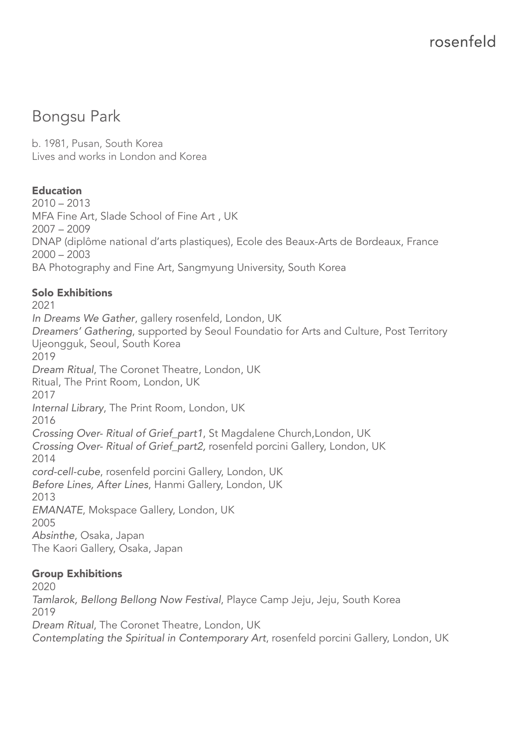# Bongsu Park

b. 1981, Pusan, South Korea
Lives and works in London and Korea

**Education**

2010 – 2013
MFA Fine Art, Slade School of Fine Art , UK
2007 – 2009
DNAP (diplôme national d'arts plastiques), Ecole des Beaux-Arts de Bordeaux, France
2000 – 2003
BA Photography and Fine Art, Sangmyung University, South Korea

**Solo Exhibitions**

2021
*In Dreams We Gather*, gallery rosenfeld, London, UK
*Dreamers' Gathering*, supported by Seoul Foundatio for Arts and Culture, Post Territory Ujeongguk, Seoul, South Korea
2019
*Dream Ritual*, The Coronet Theatre, London, UK
Ritual, The Print Room, London, UK
2017
*Internal Library*, The Print Room, London, UK
2016
*Crossing Over- Ritual of Grief_part1*, St Magdalene Church,London, UK
*Crossing Over- Ritual of Grief_part2*, rosenfeld porcini Gallery, London, UK
2014
*cord-cell-cube*, rosenfeld porcini Gallery, London, UK
*Before Lines, After Lines*, Hanmi Gallery, London, UK
2013
*EMANATE*, Mokspace Gallery, London, UK
2005
*Absinthe*, Osaka, Japan
The Kaori Gallery, Osaka, Japan

**Group Exhibitions**

2020
*Tamlarok, Bellong Bellong Now Festival*, Playce Camp Jeju, Jeju, South Korea
2019
*Dream Ritual*, The Coronet Theatre, London, UK
*Contemplating the Spiritual in Contemporary Art*, rosenfeld porcini Gallery, London, UK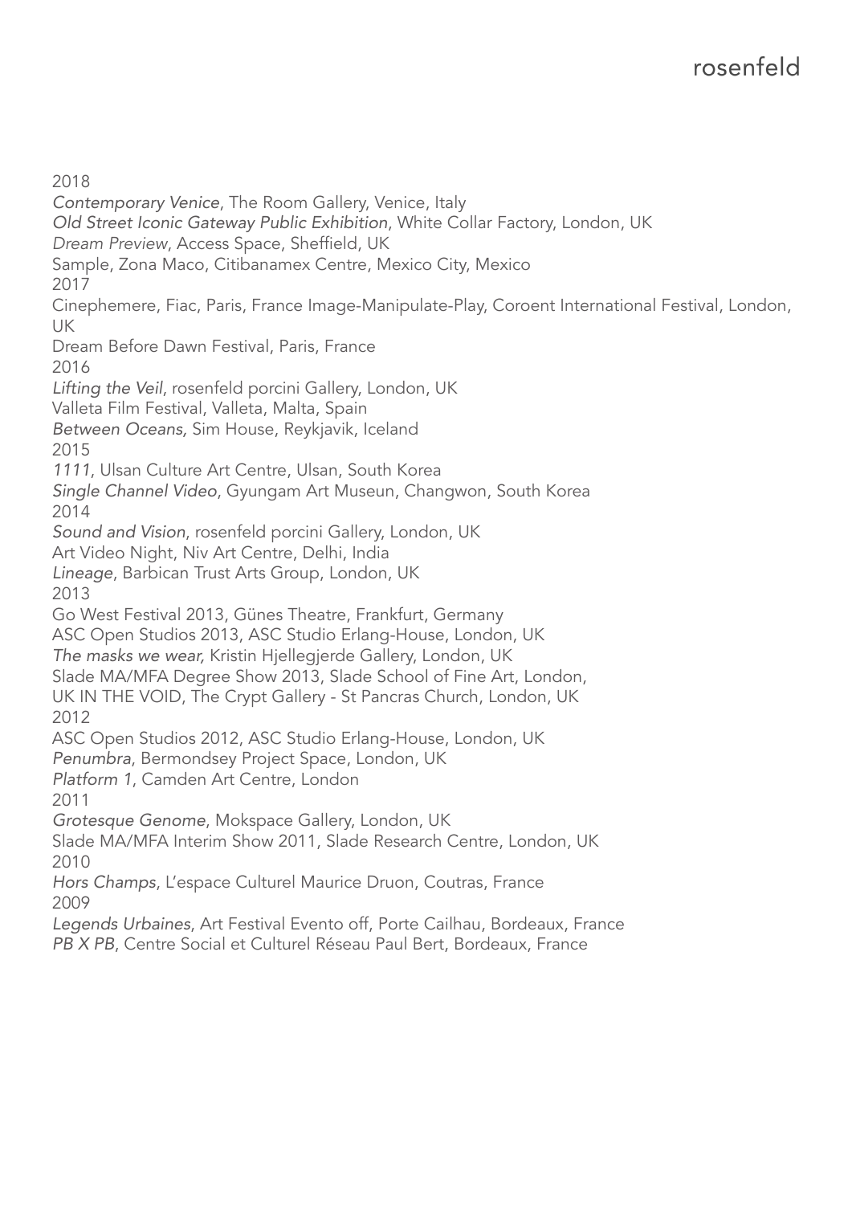2018

*Contemporary Venice*, The Room Gallery, Venice, Italy
*Old Street Iconic Gateway Public Exhibition*, White Collar Factory, London, UK
*Dream Preview*, Access Space, Sheffield, UK
Sample, Zona Maco, Citibanamex Centre, Mexico City, Mexico

2017

Cinephemere, Fiac, Paris, France Image-Manipulate-Play, Coroent International Festival, London, UK
Dream Before Dawn Festival, Paris, France

2016

*Lifting the Veil*, rosenfeld porcini Gallery, London, UK
Valleta Film Festival, Valleta, Malta, Spain
*Between Oceans,* Sim House, Reykjavik, Iceland

2015

*1111*, Ulsan Culture Art Centre, Ulsan, South Korea
*Single Channel Video*, Gyungam Art Museun, Changwon, South Korea

2014

*Sound and Vision*, rosenfeld porcini Gallery, London, UK
Art Video Night, Niv Art Centre, Delhi, India
*Lineage*, Barbican Trust Arts Group, London, UK

2013

Go West Festival 2013, Günes Theatre, Frankfurt, Germany
ASC Open Studios 2013, ASC Studio Erlang-House, London, UK
*The masks we wear,* Kristin Hjellegjerde Gallery, London, UK
Slade MA/MFA Degree Show 2013, Slade School of Fine Art, London,
UK IN THE VOID, The Crypt Gallery - St Pancras Church, London, UK

2012

ASC Open Studios 2012, ASC Studio Erlang-House, London, UK
*Penumbra*, Bermondsey Project Space, London, UK
*Platform 1*, Camden Art Centre, London

2011

*Grotesque Genome*, Mokspace Gallery, London, UK
Slade MA/MFA Interim Show 2011, Slade Research Centre, London, UK

2010

*Hors Champs*, L'espace Culturel Maurice Druon, Coutras, France

2009

*Legends Urbaines*, Art Festival Evento off, Porte Cailhau, Bordeaux, France
*PB X PB*, Centre Social et Culturel Réseau Paul Bert, Bordeaux, France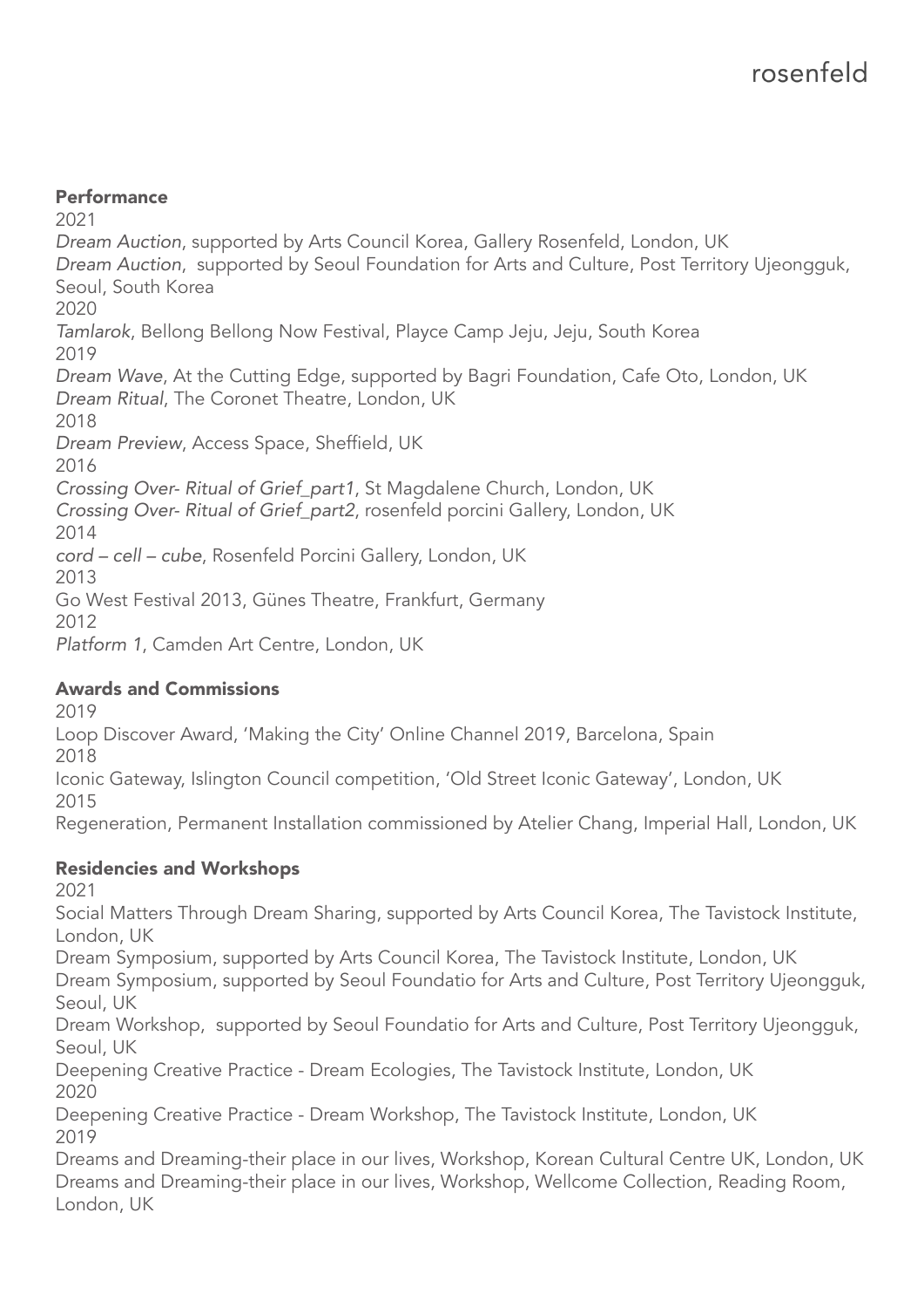## Performance

2021

*Dream Auction*, supported by Arts Council Korea, Gallery Rosenfeld, London, UK

*Dream Auction*, supported by Seoul Foundation for Arts and Culture, Post Territory Ujeongguk, Seoul, South Korea

2020

*Tamlarok*, Bellong Bellong Now Festival, Playce Camp Jeju, Jeju, South Korea

2019

*Dream Wave*, At the Cutting Edge, supported by Bagri Foundation, Cafe Oto, London, UK

*Dream Ritual*, The Coronet Theatre, London, UK

2018

*Dream Preview*, Access Space, Sheffield, UK

2016

*Crossing Over- Ritual of Grief_part1*, St Magdalene Church, London, UK

*Crossing Over- Ritual of Grief_part2*, rosenfeld porcini Gallery, London, UK

2014

*cord – cell – cube*, Rosenfeld Porcini Gallery, London, UK

2013

Go West Festival 2013, Günes Theatre, Frankfurt, Germany

2012

*Platform 1*, Camden Art Centre, London, UK

## Awards and Commissions

2019

Loop Discover Award, 'Making the City' Online Channel 2019, Barcelona, Spain

2018

Iconic Gateway, Islington Council competition, 'Old Street Iconic Gateway', London, UK

2015

Regeneration, Permanent Installation commissioned by Atelier Chang, Imperial Hall, London, UK

## Residencies and Workshops

2021

Social Matters Through Dream Sharing, supported by Arts Council Korea, The Tavistock Institute, London, UK

Dream Symposium, supported by Arts Council Korea, The Tavistock Institute, London, UK

Dream Symposium, supported by Seoul Foundatio for Arts and Culture, Post Territory Ujeongguk, Seoul, UK

Dream Workshop, supported by Seoul Foundatio for Arts and Culture, Post Territory Ujeongguk, Seoul, UK

Deepening Creative Practice - Dream Ecologies, The Tavistock Institute, London, UK

2020

Deepening Creative Practice - Dream Workshop, The Tavistock Institute, London, UK

2019

Dreams and Dreaming-their place in our lives, Workshop, Korean Cultural Centre UK, London, UK

Dreams and Dreaming-their place in our lives, Workshop, Wellcome Collection, Reading Room, London, UK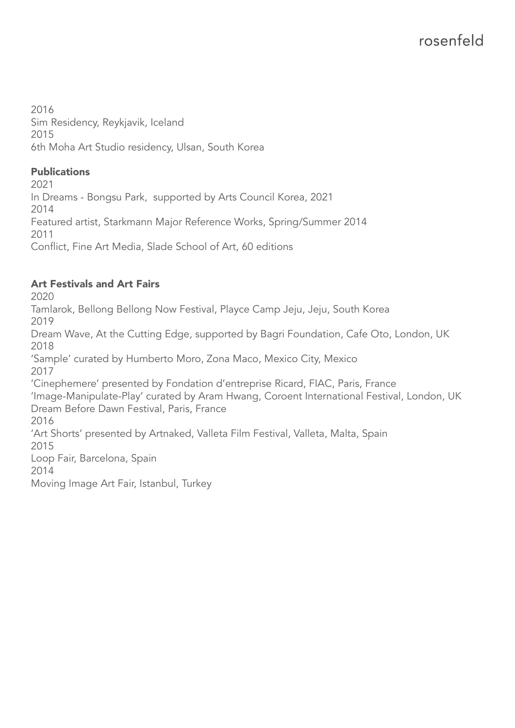2016
Sim Residency, Reykjavik, Iceland
2015
6th Moha Art Studio residency, Ulsan, South Korea

**Publications**
2021
In Dreams - Bongsu Park,  supported by Arts Council Korea, 2021
2014
Featured artist, Starkmann Major Reference Works, Spring/Summer 2014
2011
Conflict, Fine Art Media, Slade School of Art, 60 editions

**Art Festivals and Art Fairs**
2020
Tamlarok, Bellong Bellong Now Festival, Playce Camp Jeju, Jeju, South Korea
2019
Dream Wave, At the Cutting Edge, supported by Bagri Foundation, Cafe Oto, London, UK
2018
'Sample' curated by Humberto Moro, Zona Maco, Mexico City, Mexico
2017
'Cinephemere' presented by Fondation d'entreprise Ricard, FIAC, Paris, France
'Image-Manipulate-Play' curated by Aram Hwang, Coroent International Festival, London, UK
Dream Before Dawn Festival, Paris, France
2016
'Art Shorts' presented by Artnaked, Valleta Film Festival, Valleta, Malta, Spain
2015
Loop Fair, Barcelona, Spain
2014
Moving Image Art Fair, Istanbul, Turkey